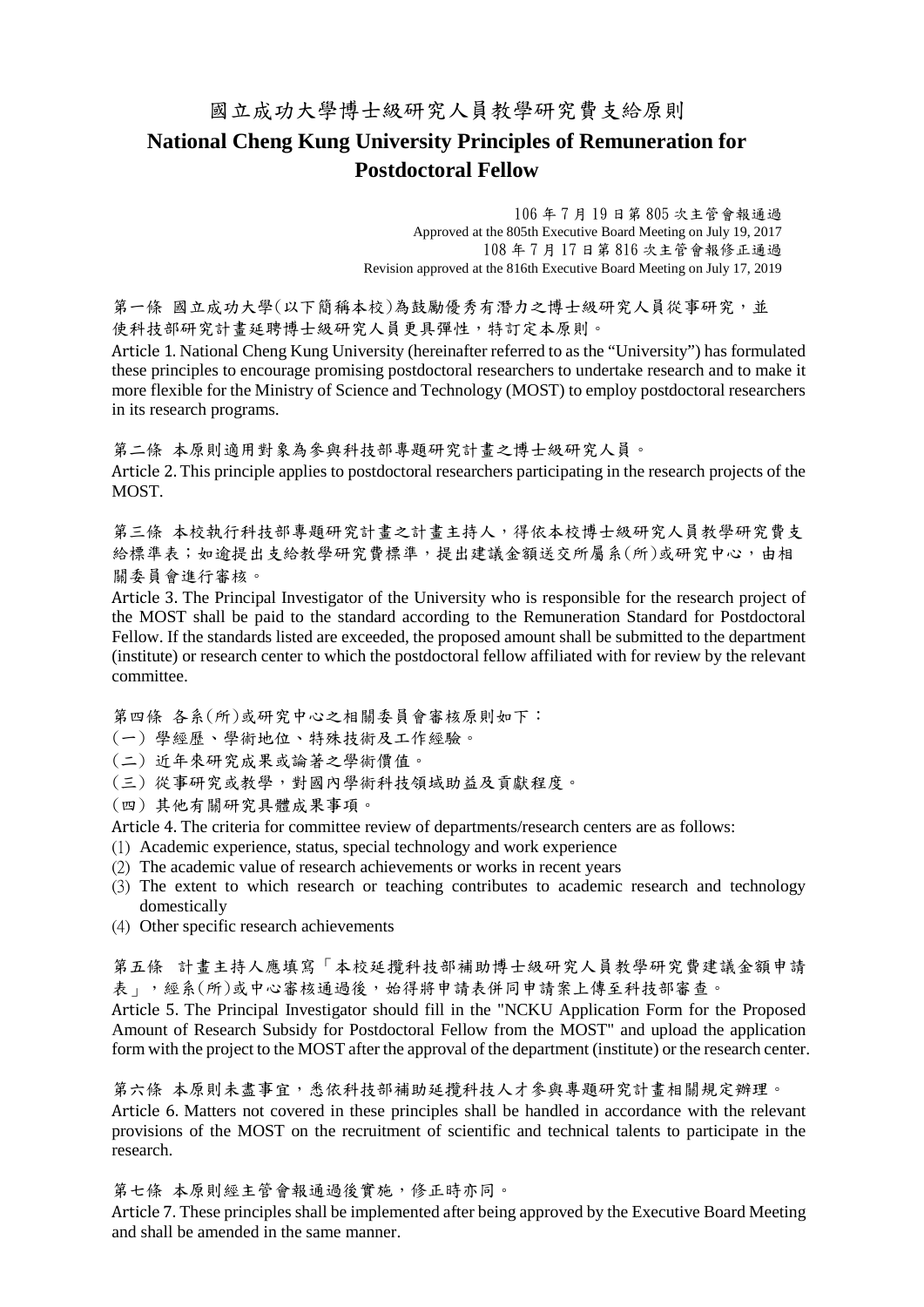# 國立成功大學博士級研究人員教學研究費支給原則

# National Cheng Kung University Principles of Remuneration for Postdoctoral Fellow

106 年 7 月 19 日第 805 次主管會報通過
Approved at the 805th Executive Board Meeting on July 19, 2017
108 年 7 月 17 日第 816 次主管會報修正通過
Revision approved at the 816th Executive Board Meeting on July 17, 2019

第一條 國立成功大學(以下簡稱本校)為鼓勵優秀有潛力之博士級研究人員從事研究，並使科技部研究計畫延聘博士級研究人員更具彈性，特訂定本原則。

Article 1. National Cheng Kung University (hereinafter referred to as the "University") has formulated these principles to encourage promising postdoctoral researchers to undertake research and to make it more flexible for the Ministry of Science and Technology (MOST) to employ postdoctoral researchers in its research programs.

第二條 本原則適用對象為參與科技部專題研究計畫之博士級研究人員。

Article 2. This principle applies to postdoctoral researchers participating in the research projects of the MOST.

第三條 本校執行科技部專題研究計畫之計畫主持人，得依本校博士級研究人員教學研究費支給標準表；如逾提出支給教學研究費標準，提出建議金額送交所屬系(所)或研究中心，由相關委員會進行審核。

Article 3. The Principal Investigator of the University who is responsible for the research project of the MOST shall be paid to the standard according to the Remuneration Standard for Postdoctoral Fellow. If the standards listed are exceeded, the proposed amount shall be submitted to the department (institute) or research center to which the postdoctoral fellow affiliated with for review by the relevant committee.

第四條 各系(所)或研究中心之相關委員會審核原則如下：

(一) 學經歷、學術地位、特殊技術及工作經驗。
(二) 近年來研究成果或論著之學術價值。
(三) 從事研究或教學，對國內學術科技領域助益及貢獻程度。
(四) 其他有關研究具體成果事項。

Article 4. The criteria for committee review of departments/research centers are as follows:

(1) Academic experience, status, special technology and work experience
(2) The academic value of research achievements or works in recent years
(3) The extent to which research or teaching contributes to academic research and technology domestically
(4) Other specific research achievements

第五條 計畫主持人應填寫「本校延攬科技部補助博士級研究人員教學研究費建議金額申請表」，經系(所)或中心審核通過後，始得將申請表併同申請案上傳至科技部審查。

Article 5. The Principal Investigator should fill in the "NCKU Application Form for the Proposed Amount of Research Subsidy for Postdoctoral Fellow from the MOST" and upload the application form with the project to the MOST after the approval of the department (institute) or the research center.

第六條 本原則未盡事宜，悉依科技部補助延攬科技人才參與專題研究計畫相關規定辦理。

Article 6. Matters not covered in these principles shall be handled in accordance with the relevant provisions of the MOST on the recruitment of scientific and technical talents to participate in the research.

第七條 本原則經主管會報通過後實施，修正時亦同。

Article 7. These principles shall be implemented after being approved by the Executive Board Meeting and shall be amended in the same manner.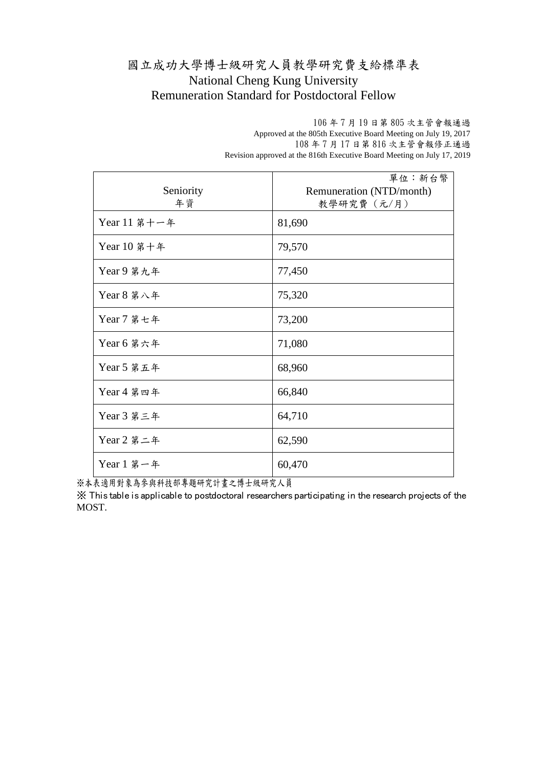# 國立成功大學博士級研究人員教學研究費支給標準表
# National Cheng Kung University
# Remuneration Standard for Postdoctoral Fellow

106 年 7 月 19 日第 805 次主管會報通過
Approved at the 805th Executive Board Meeting on July 19, 2017
108 年 7 月 17 日第 816 次主管會報修正通過
Revision approved at the 816th Executive Board Meeting on July 17, 2019

| Seniority 年資 | 單位：新台幣 Remuneration (NTD/month) 教學研究費（元/月） |
|---|---|
| Year 11 第十一年 | 81,690 |
| Year 10 第十年 | 79,570 |
| Year 9 第九年 | 77,450 |
| Year 8 第八年 | 75,320 |
| Year 7 第七年 | 73,200 |
| Year 6 第六年 | 71,080 |
| Year 5 第五年 | 68,960 |
| Year 4 第四年 | 66,840 |
| Year 3 第三年 | 64,710 |
| Year 2 第二年 | 62,590 |
| Year 1 第一年 | 60,470 |

※本表適用對象為參與科技部專題研究計畫之博士級研究人員

※ This table is applicable to postdoctoral researchers participating in the research projects of the MOST.